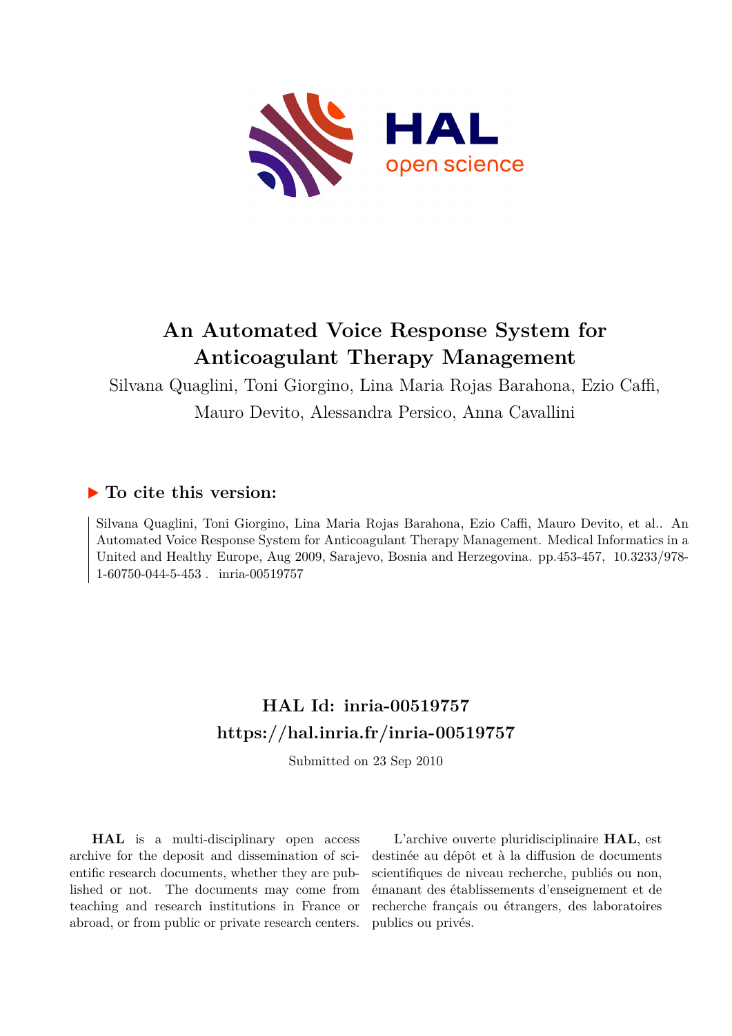# An Automated Voice Response System for Anticoagulant Therapy Management

Silvana Quaglini, Toni Giorgino, Lina Maria Rojas Barahona, Ezio Caffi, Mauro Devito, Alessandra Persico, Anna Cavallini

## ▶ To cite this version:

Silvana Quaglini, Toni Giorgino, Lina Maria Rojas Barahona, Ezio Caffi, Mauro Devito, et al.. An Automated Voice Response System for Anticoagulant Therapy Management. Medical Informatics in a United and Healthy Europe, Aug 2009, Sarajevo, Bosnia and Herzegovina. pp.453-457, 10.3233/978-1-60750-044-5-453 . inria-00519757

## HAL Id: inria-00519757
## https://hal.inria.fr/inria-00519757

Submitted on 23 Sep 2010

**HAL** is a multi-disciplinary open access archive for the deposit and dissemination of scientific research documents, whether they are published or not. The documents may come from teaching and research institutions in France or abroad, or from public or private research centers.

L'archive ouverte pluridisciplinaire **HAL**, est destinée au dépôt et à la diffusion de documents scientifiques de niveau recherche, publiés ou non, émanant des établissements d'enseignement et de recherche français ou étrangers, des laboratoires publics ou privés.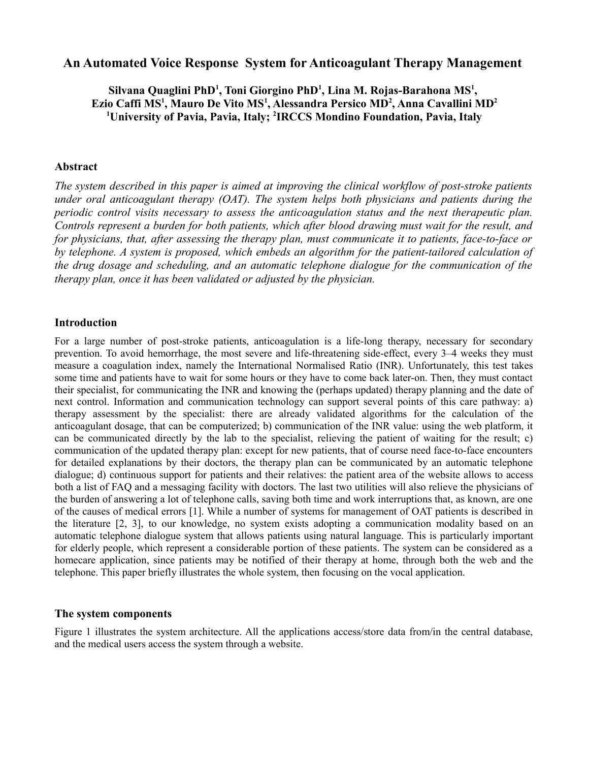# An Automated Voice Response System for Anticoagulant Therapy Management

**Silvana Quaglini PhD[1], Toni Giorgino PhD[1], Lina M. Rojas-Barahona MS[1], Ezio Caffi MS[1], Mauro De Vito MS[1], Alessandra Persico MD[2], Anna Cavallini MD[2]**
**[1]University of Pavia, Pavia, Italy; [2]IRCCS Mondino Foundation, Pavia, Italy**

### Abstract

*The system described in this paper is aimed at improving the clinical workflow of post-stroke patients under oral anticoagulant therapy (OAT). The system helps both physicians and patients during the periodic control visits necessary to assess the anticoagulation status and the next therapeutic plan. Controls represent a burden for both patients, which after blood drawing must wait for the result, and for physicians, that, after assessing the therapy plan, must communicate it to patients, face-to-face or by telephone. A system is proposed, which embeds an algorithm for the patient-tailored calculation of the drug dosage and scheduling, and an automatic telephone dialogue for the communication of the therapy plan, once it has been validated or adjusted by the physician.*

### Introduction

For a large number of post-stroke patients, anticoagulation is a life-long therapy, necessary for secondary prevention. To avoid hemorrhage, the most severe and life-threatening side-effect, every 3–4 weeks they must measure a coagulation index, namely the International Normalised Ratio (INR). Unfortunately, this test takes some time and patients have to wait for some hours or they have to come back later-on. Then, they must contact their specialist, for communicating the INR and knowing the (perhaps updated) therapy planning and the date of next control. Information and communication technology can support several points of this care pathway: a) therapy assessment by the specialist: there are already validated algorithms for the calculation of the anticoagulant dosage, that can be computerized; b) communication of the INR value: using the web platform, it can be communicated directly by the lab to the specialist, relieving the patient of waiting for the result; c) communication of the updated therapy plan: except for new patients, that of course need face-to-face encounters for detailed explanations by their doctors, the therapy plan can be communicated by an automatic telephone dialogue; d) continuous support for patients and their relatives: the patient area of the website allows to access both a list of FAQ and a messaging facility with doctors. The last two utilities will also relieve the physicians of the burden of answering a lot of telephone calls, saving both time and work interruptions that, as known, are one of the causes of medical errors [1]. While a number of systems for management of OAT patients is described in the literature [2, 3], to our knowledge, no system exists adopting a communication modality based on an automatic telephone dialogue system that allows patients using natural language. This is particularly important for elderly people, which represent a considerable portion of these patients. The system can be considered as a homecare application, since patients may be notified of their therapy at home, through both the web and the telephone. This paper briefly illustrates the whole system, then focusing on the vocal application.

### The system components

Figure 1 illustrates the system architecture. All the applications access/store data from/in the central database, and the medical users access the system through a website.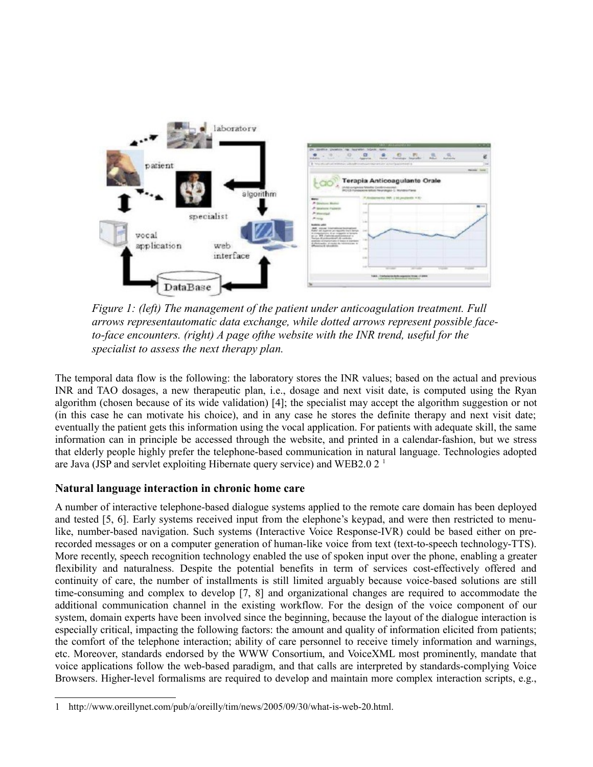*Figure 1: (left) The management of the patient under anticoagulation treatment. Full arrows representautomatic data exchange, while dotted arrows represent possible face-to-face encounters. (right) A page ofthe website with the INR trend, useful for the specialist to assess the next therapy plan.*

The temporal data flow is the following: the laboratory stores the INR values; based on the actual and previous INR and TAO dosages, a new therapeutic plan, i.e., dosage and next visit date, is computed using the Ryan algorithm (chosen because of its wide validation) [4]; the specialist may accept the algorithm suggestion or not (in this case he can motivate his choice), and in any case he stores the definite therapy and next visit date; eventually the patient gets this information using the vocal application. For patients with adequate skill, the same information can in principle be accessed through the website, and printed in a calendar-fashion, but we stress that elderly people highly prefer the telephone-based communication in natural language. Technologies adopted are Java (JSP and servlet exploiting Hibernate query service) and WEB2.0 2 [1]

## Natural language interaction in chronic home care

A number of interactive telephone-based dialogue systems applied to the remote care domain has been deployed and tested [5, 6]. Early systems received input from the elephone's keypad, and were then restricted to menu-like, number-based navigation. Such systems (Interactive Voice Response-IVR) could be based either on pre-recorded messages or on a computer generation of human-like voice from text (text-to-speech technology-TTS). More recently, speech recognition technology enabled the use of spoken input over the phone, enabling a greater flexibility and naturalness. Despite the potential benefits in term of services cost-effectively offered and continuity of care, the number of installments is still limited arguably because voice-based solutions are still time-consuming and complex to develop [7, 8] and organizational changes are required to accommodate the additional communication channel in the existing workflow. For the design of the voice component of our system, domain experts have been involved since the beginning, because the layout of the dialogue interaction is especially critical, impacting the following factors: the amount and quality of information elicited from patients; the comfort of the telephone interaction; ability of care personnel to receive timely information and warnings, etc. Moreover, standards endorsed by the WWW Consortium, and VoiceXML most prominently, mandate that voice applications follow the web-based paradigm, and that calls are interpreted by standards-complying Voice Browsers. Higher-level formalisms are required to develop and maintain more complex interaction scripts, e.g.,

---

1 http://www.oreillynet.com/pub/a/oreilly/tim/news/2005/09/30/what-is-web-20.html.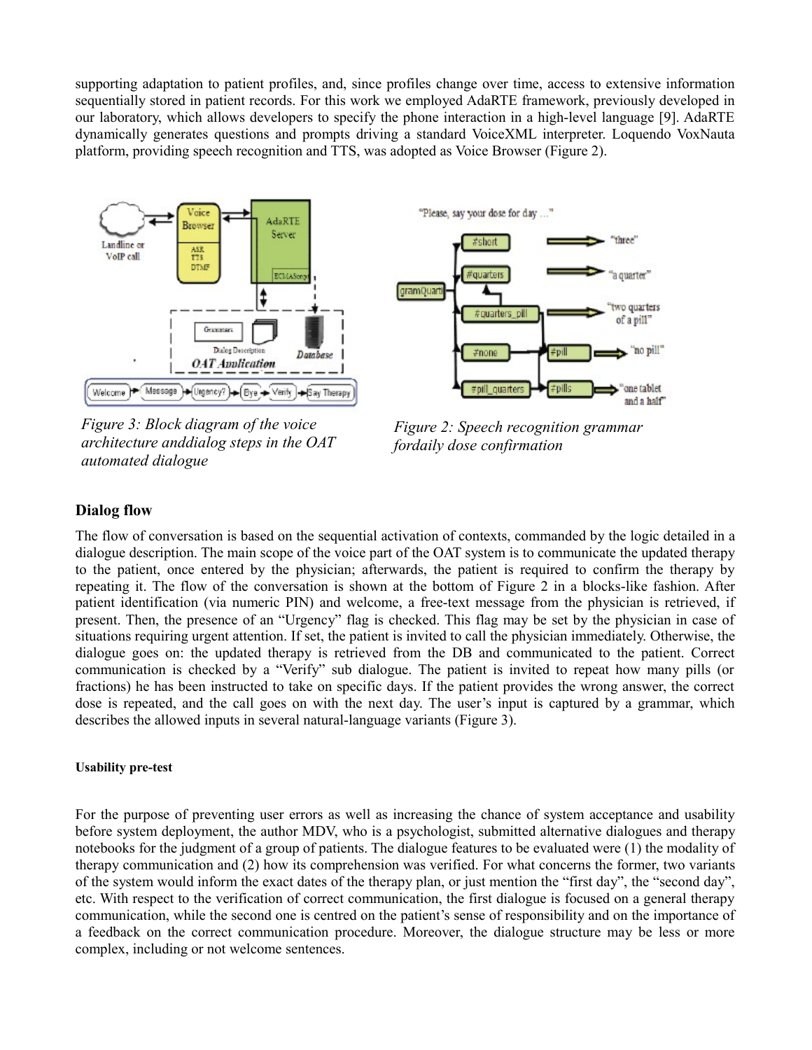supporting adaptation to patient profiles, and, since profiles change over time, access to extensive information sequentially stored in patient records. For this work we employed AdaRTE framework, previously developed in our laboratory, which allows developers to specify the phone interaction in a high-level language [9]. AdaRTE dynamically generates questions and prompts driving a standard VoiceXML interpreter. Loquendo VoxNauta platform, providing speech recognition and TTS, was adopted as Voice Browser (Figure 2).

*Figure 3: Block diagram of the voice architecture anddialog steps in the OAT automated dialogue*

*Figure 2: Speech recognition grammar fordaily dose confirmation*

## Dialog flow

The flow of conversation is based on the sequential activation of contexts, commanded by the logic detailed in a dialogue description. The main scope of the voice part of the OAT system is to communicate the updated therapy to the patient, once entered by the physician; afterwards, the patient is required to confirm the therapy by repeating it. The flow of the conversation is shown at the bottom of Figure 2 in a blocks-like fashion. After patient identification (via numeric PIN) and welcome, a free-text message from the physician is retrieved, if present. Then, the presence of an "Urgency" flag is checked. This flag may be set by the physician in case of situations requiring urgent attention. If set, the patient is invited to call the physician immediately. Otherwise, the dialogue goes on: the updated therapy is retrieved from the DB and communicated to the patient. Correct communication is checked by a "Verify" sub dialogue. The patient is invited to repeat how many pills (or fractions) he has been instructed to take on specific days. If the patient provides the wrong answer, the correct dose is repeated, and the call goes on with the next day. The user's input is captured by a grammar, which describes the allowed inputs in several natural-language variants (Figure 3).

#### Usability pre-test

For the purpose of preventing user errors as well as increasing the chance of system acceptance and usability before system deployment, the author MDV, who is a psychologist, submitted alternative dialogues and therapy notebooks for the judgment of a group of patients. The dialogue features to be evaluated were (1) the modality of therapy communication and (2) how its comprehension was verified. For what concerns the former, two variants of the system would inform the exact dates of the therapy plan, or just mention the "first day", the "second day", etc. With respect to the verification of correct communication, the first dialogue is focused on a general therapy communication, while the second one is centred on the patient's sense of responsibility and on the importance of a feedback on the correct communication procedure. Moreover, the dialogue structure may be less or more complex, including or not welcome sentences.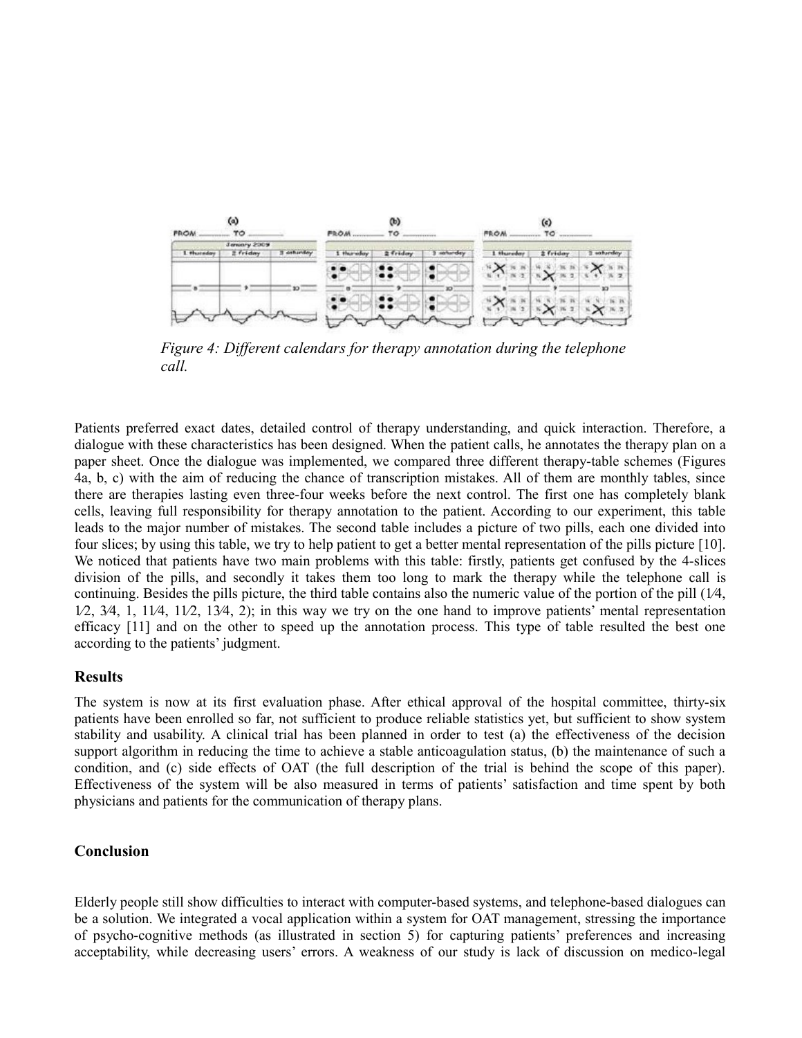*Figure 4: Different calendars for therapy annotation during the telephone call.*

Patients preferred exact dates, detailed control of therapy understanding, and quick interaction. Therefore, a dialogue with these characteristics has been designed. When the patient calls, he annotates the therapy plan on a paper sheet. Once the dialogue was implemented, we compared three different therapy-table schemes (Figures 4a, b, c) with the aim of reducing the chance of transcription mistakes. All of them are monthly tables, since there are therapies lasting even three-four weeks before the next control. The first one has completely blank cells, leaving full responsibility for therapy annotation to the patient. According to our experiment, this table leads to the major number of mistakes. The second table includes a picture of two pills, each one divided into four slices; by using this table, we try to help patient to get a better mental representation of the pills picture [10]. We noticed that patients have two main problems with this table: firstly, patients get confused by the 4-slices division of the pills, and secondly it takes them too long to mark the therapy while the telephone call is continuing. Besides the pills picture, the third table contains also the numeric value of the portion of the pill (1⁄4, 1⁄2, 3⁄4, 1, 11⁄4, 11⁄2, 13⁄4, 2); in this way we try on the one hand to improve patients' mental representation efficacy [11] and on the other to speed up the annotation process. This type of table resulted the best one according to the patients' judgment.

## Results

The system is now at its first evaluation phase. After ethical approval of the hospital committee, thirty-six patients have been enrolled so far, not sufficient to produce reliable statistics yet, but sufficient to show system stability and usability. A clinical trial has been planned in order to test (a) the effectiveness of the decision support algorithm in reducing the time to achieve a stable anticoagulation status, (b) the maintenance of such a condition, and (c) side effects of OAT (the full description of the trial is behind the scope of this paper). Effectiveness of the system will be also measured in terms of patients' satisfaction and time spent by both physicians and patients for the communication of therapy plans.

## Conclusion

Elderly people still show difficulties to interact with computer-based systems, and telephone-based dialogues can be a solution. We integrated a vocal application within a system for OAT management, stressing the importance of psycho-cognitive methods (as illustrated in section 5) for capturing patients' preferences and increasing acceptability, while decreasing users' errors. A weakness of our study is lack of discussion on medico-legal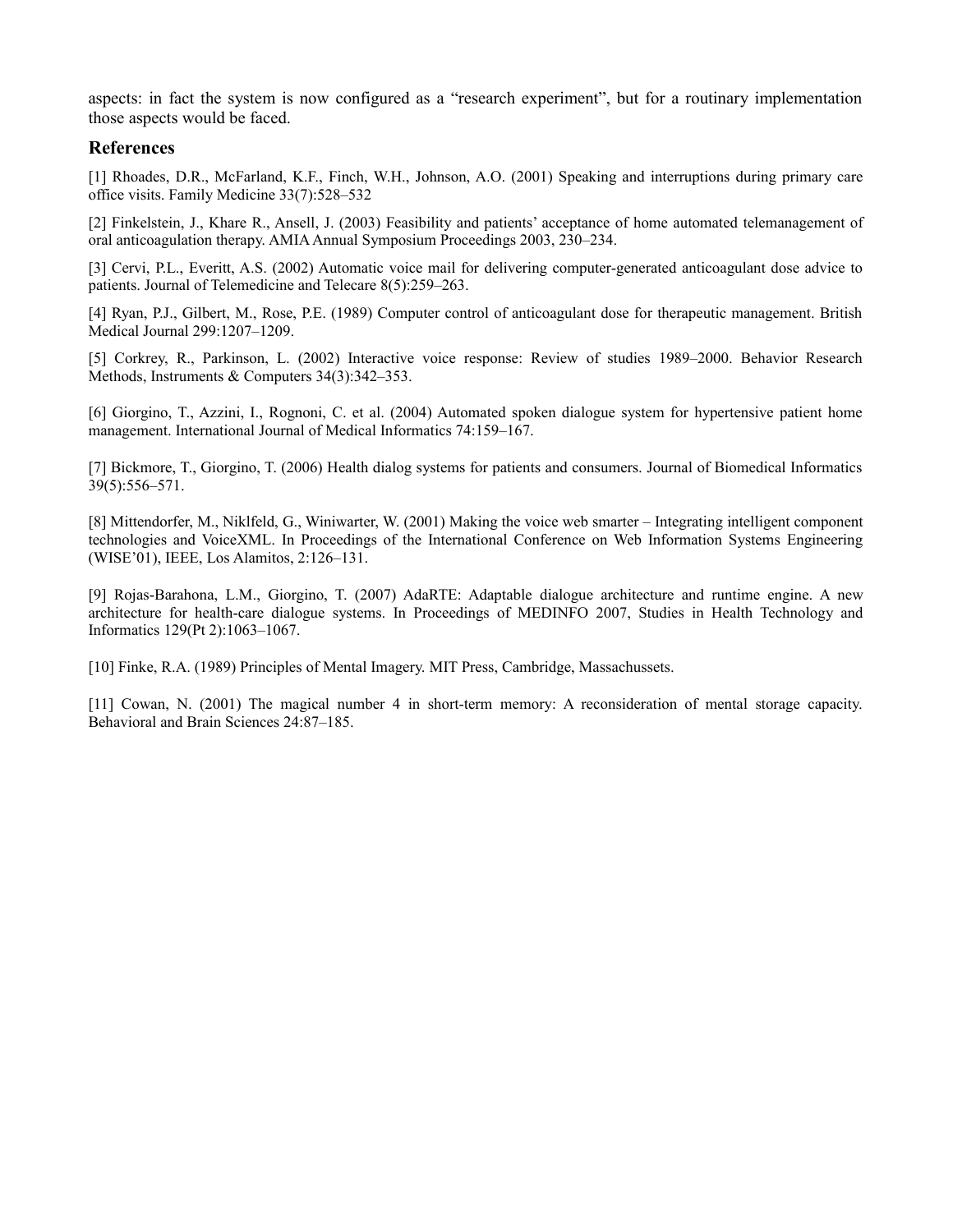aspects: in fact the system is now configured as a "research experiment", but for a routinary implementation those aspects would be faced.

## References

[1] Rhoades, D.R., McFarland, K.F., Finch, W.H., Johnson, A.O. (2001) Speaking and interruptions during primary care office visits. Family Medicine 33(7):528–532

[2] Finkelstein, J., Khare R., Ansell, J. (2003) Feasibility and patients' acceptance of home automated telemanagement of oral anticoagulation therapy. AMIA Annual Symposium Proceedings 2003, 230–234.

[3] Cervi, P.L., Everitt, A.S. (2002) Automatic voice mail for delivering computer-generated anticoagulant dose advice to patients. Journal of Telemedicine and Telecare 8(5):259–263.

[4] Ryan, P.J., Gilbert, M., Rose, P.E. (1989) Computer control of anticoagulant dose for therapeutic management. British Medical Journal 299:1207–1209.

[5] Corkrey, R., Parkinson, L. (2002) Interactive voice response: Review of studies 1989–2000. Behavior Research Methods, Instruments & Computers 34(3):342–353.

[6] Giorgino, T., Azzini, I., Rognoni, C. et al. (2004) Automated spoken dialogue system for hypertensive patient home management. International Journal of Medical Informatics 74:159–167.

[7] Bickmore, T., Giorgino, T. (2006) Health dialog systems for patients and consumers. Journal of Biomedical Informatics 39(5):556–571.

[8] Mittendorfer, M., Niklfeld, G., Winiwarter, W. (2001) Making the voice web smarter – Integrating intelligent component technologies and VoiceXML. In Proceedings of the International Conference on Web Information Systems Engineering (WISE'01), IEEE, Los Alamitos, 2:126–131.

[9] Rojas-Barahona, L.M., Giorgino, T. (2007) AdaRTE: Adaptable dialogue architecture and runtime engine. A new architecture for health-care dialogue systems. In Proceedings of MEDINFO 2007, Studies in Health Technology and Informatics 129(Pt 2):1063–1067.

[10] Finke, R.A. (1989) Principles of Mental Imagery. MIT Press, Cambridge, Massachussets.

[11] Cowan, N. (2001) The magical number 4 in short-term memory: A reconsideration of mental storage capacity. Behavioral and Brain Sciences 24:87–185.